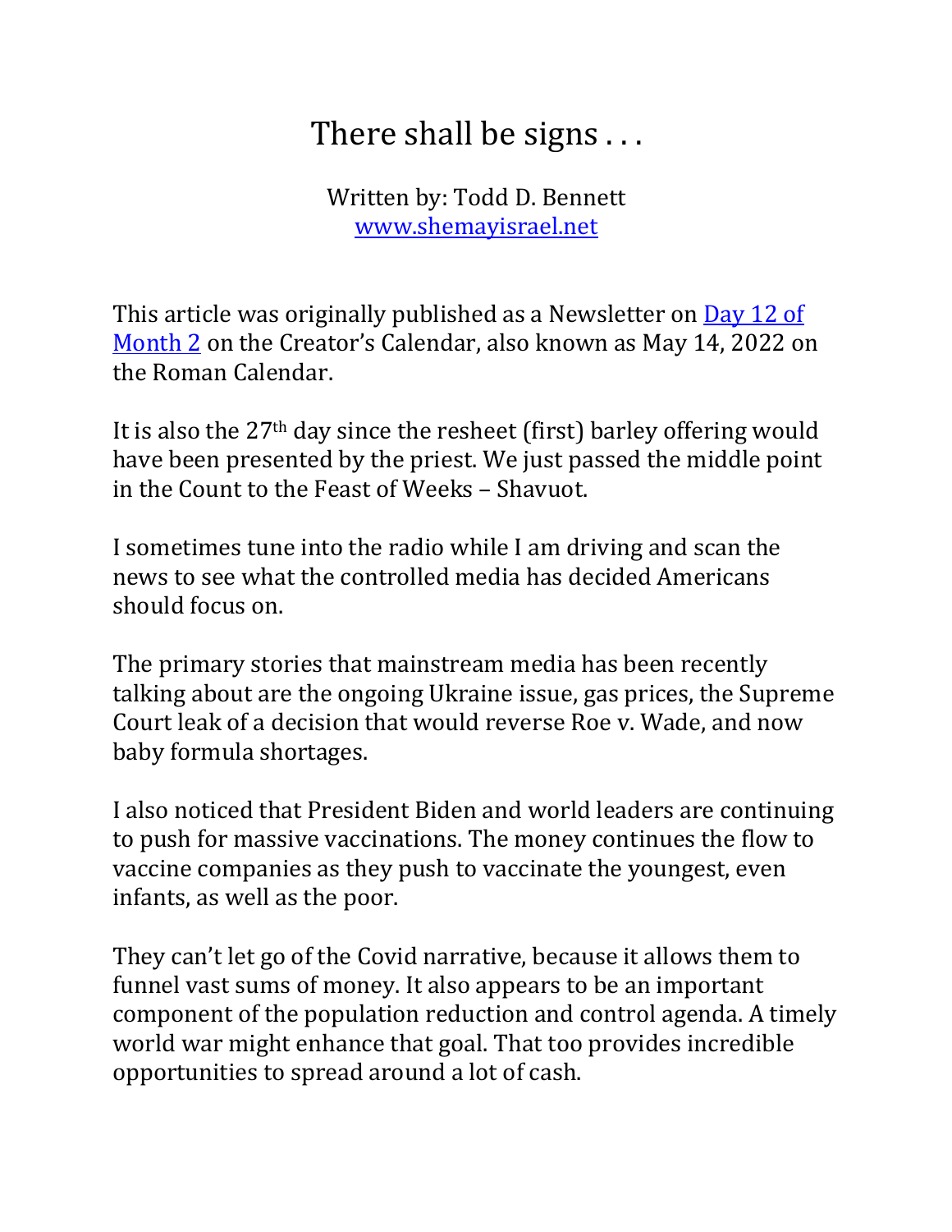# There shall be signs . . .

Written by: Todd D. Bennett  
[www.shemayisrael.net](www.shemayisrael.net)

This article was originally published as a Newsletter on [Day 12 of Month 2]() on the Creator's Calendar, also known as May 14, 2022 on the Roman Calendar.

It is also the 27th day since the resheet (first) barley offering would have been presented by the priest. We just passed the middle point in the Count to the Feast of Weeks – Shavuot.

I sometimes tune into the radio while I am driving and scan the news to see what the controlled media has decided Americans should focus on.

The primary stories that mainstream media has been recently talking about are the ongoing Ukraine issue, gas prices, the Supreme Court leak of a decision that would reverse Roe v. Wade, and now baby formula shortages.

I also noticed that President Biden and world leaders are continuing to push for massive vaccinations. The money continues the flow to vaccine companies as they push to vaccinate the youngest, even infants, as well as the poor.

They can't let go of the Covid narrative, because it allows them to funnel vast sums of money. It also appears to be an important component of the population reduction and control agenda. A timely world war might enhance that goal. That too provides incredible opportunities to spread around a lot of cash.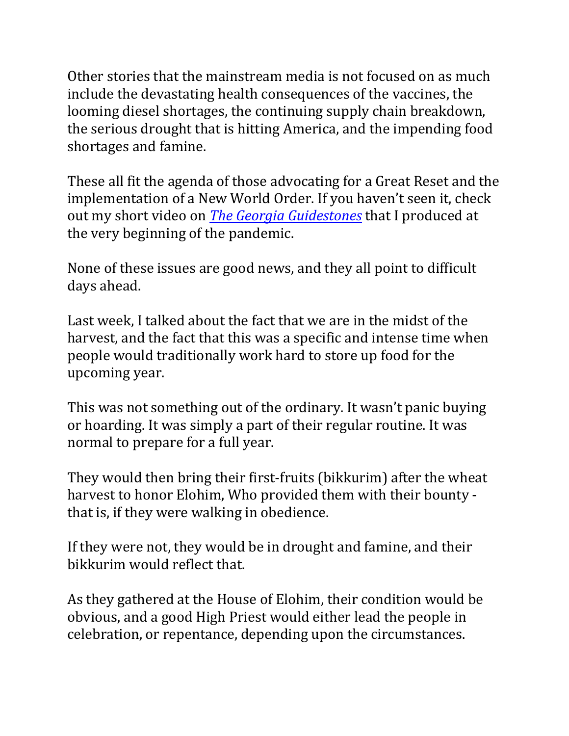Other stories that the mainstream media is not focused on as much include the devastating health consequences of the vaccines, the looming diesel shortages, the continuing supply chain breakdown, the serious drought that is hitting America, and the impending food shortages and famine.

These all fit the agenda of those advocating for a Great Reset and the implementation of a New World Order. If you haven't seen it, check out my short video on [*The Georgia Guidestones*]() that I produced at the very beginning of the pandemic.

None of these issues are good news, and they all point to difficult days ahead.

Last week, I talked about the fact that we are in the midst of the harvest, and the fact that this was a specific and intense time when people would traditionally work hard to store up food for the upcoming year.

This was not something out of the ordinary. It wasn't panic buying or hoarding. It was simply a part of their regular routine. It was normal to prepare for a full year.

They would then bring their first-fruits (bikkurim) after the wheat harvest to honor Elohim, Who provided them with their bounty - that is, if they were walking in obedience.

If they were not, they would be in drought and famine, and their bikkurim would reflect that.

As they gathered at the House of Elohim, their condition would be obvious, and a good High Priest would either lead the people in celebration, or repentance, depending upon the circumstances.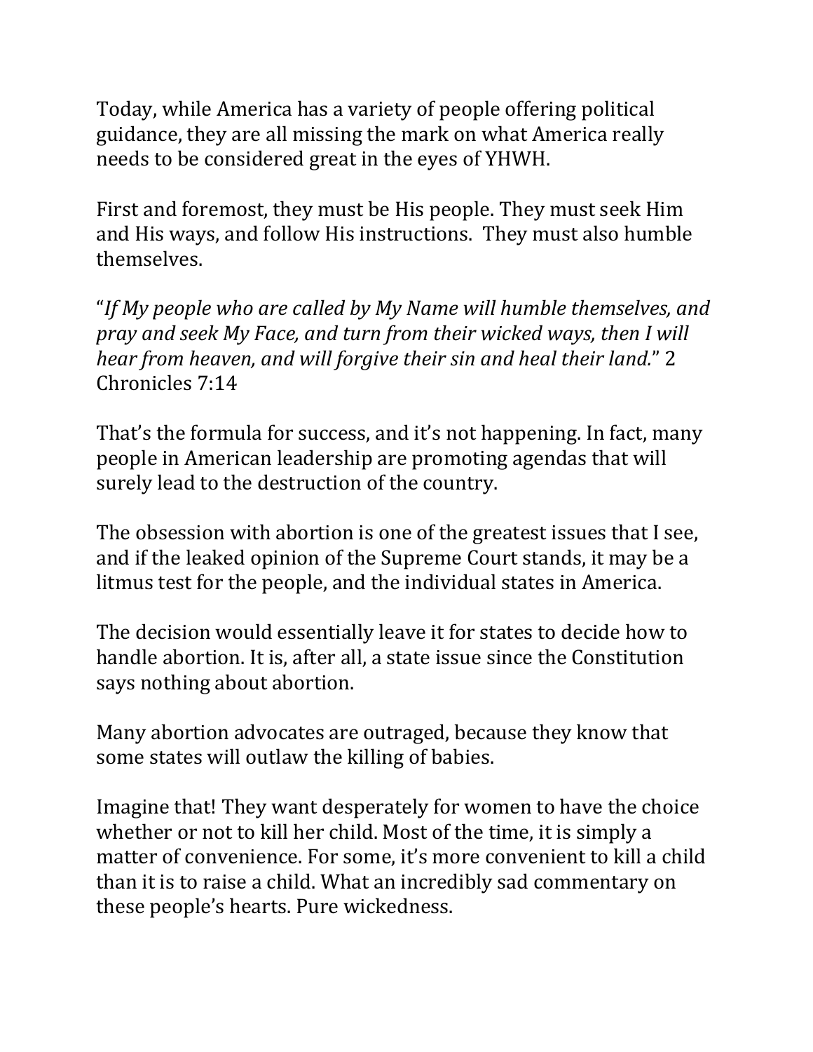Today, while America has a variety of people offering political guidance, they are all missing the mark on what America really needs to be considered great in the eyes of YHWH.

First and foremost, they must be His people. They must seek Him and His ways, and follow His instructions. They must also humble themselves.

"*If My people who are called by My Name will humble themselves, and pray and seek My Face, and turn from their wicked ways, then I will hear from heaven, and will forgive their sin and heal their land.*" 2 Chronicles 7:14

That's the formula for success, and it's not happening. In fact, many people in American leadership are promoting agendas that will surely lead to the destruction of the country.

The obsession with abortion is one of the greatest issues that I see, and if the leaked opinion of the Supreme Court stands, it may be a litmus test for the people, and the individual states in America.

The decision would essentially leave it for states to decide how to handle abortion. It is, after all, a state issue since the Constitution says nothing about abortion.

Many abortion advocates are outraged, because they know that some states will outlaw the killing of babies.

Imagine that! They want desperately for women to have the choice whether or not to kill her child. Most of the time, it is simply a matter of convenience. For some, it's more convenient to kill a child than it is to raise a child. What an incredibly sad commentary on these people's hearts. Pure wickedness.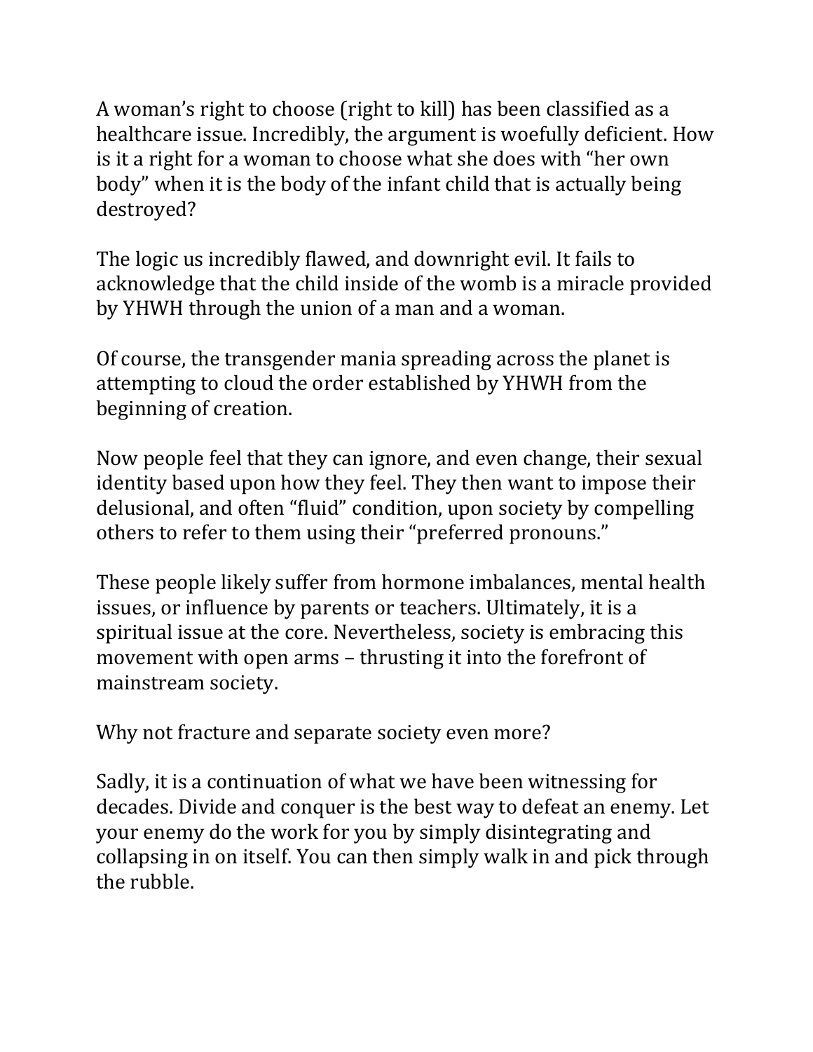A woman's right to choose (right to kill) has been classified as a healthcare issue. Incredibly, the argument is woefully deficient. How is it a right for a woman to choose what she does with "her own body" when it is the body of the infant child that is actually being destroyed?

The logic us incredibly flawed, and downright evil. It fails to acknowledge that the child inside of the womb is a miracle provided by YHWH through the union of a man and a woman.

Of course, the transgender mania spreading across the planet is attempting to cloud the order established by YHWH from the beginning of creation.

Now people feel that they can ignore, and even change, their sexual identity based upon how they feel. They then want to impose their delusional, and often "fluid" condition, upon society by compelling others to refer to them using their "preferred pronouns."

These people likely suffer from hormone imbalances, mental health issues, or influence by parents or teachers. Ultimately, it is a spiritual issue at the core. Nevertheless, society is embracing this movement with open arms – thrusting it into the forefront of mainstream society.

Why not fracture and separate society even more?

Sadly, it is a continuation of what we have been witnessing for decades. Divide and conquer is the best way to defeat an enemy. Let your enemy do the work for you by simply disintegrating and collapsing in on itself. You can then simply walk in and pick through the rubble.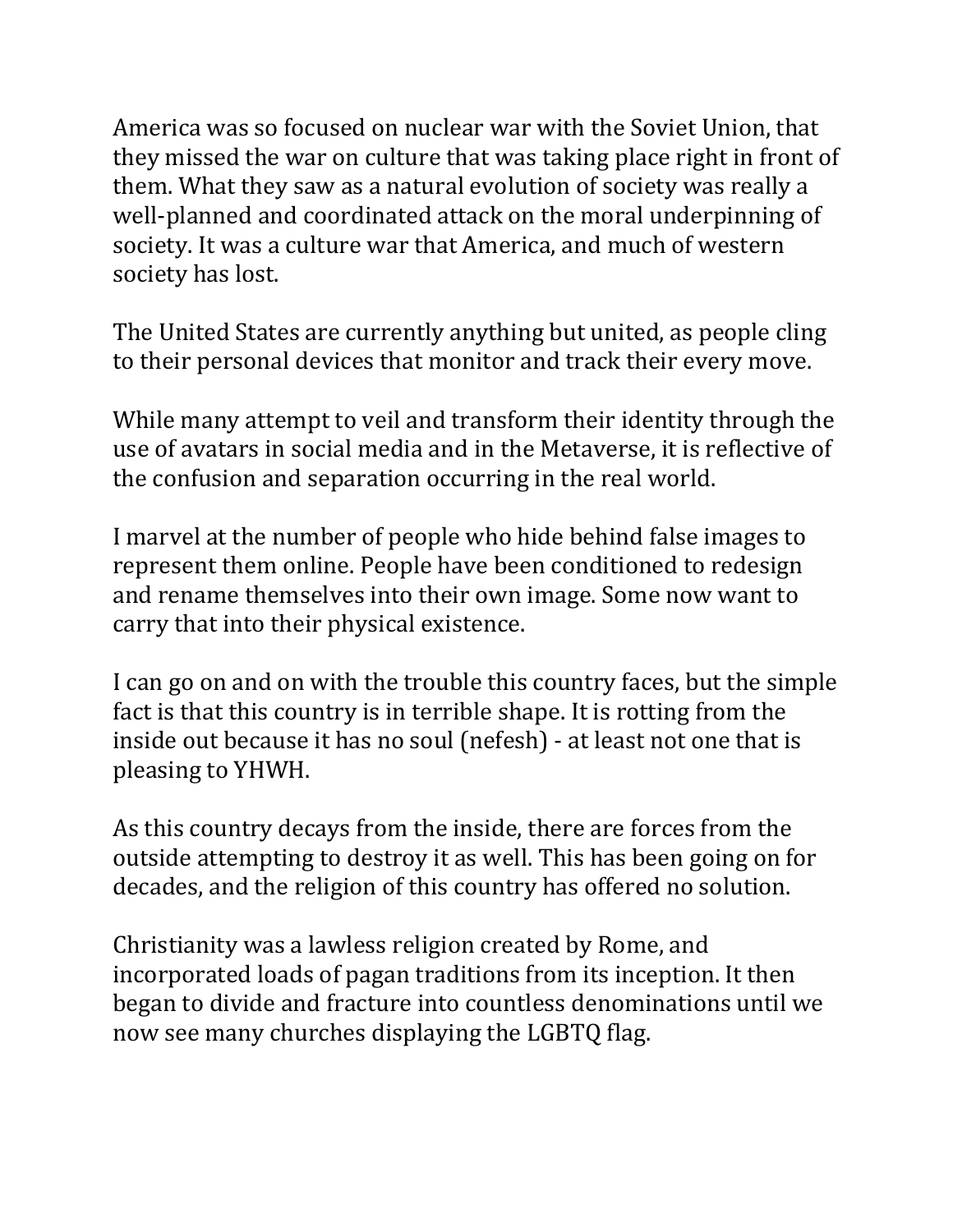America was so focused on nuclear war with the Soviet Union, that they missed the war on culture that was taking place right in front of them. What they saw as a natural evolution of society was really a well-planned and coordinated attack on the moral underpinning of society. It was a culture war that America, and much of western society has lost.

The United States are currently anything but united, as people cling to their personal devices that monitor and track their every move.

While many attempt to veil and transform their identity through the use of avatars in social media and in the Metaverse, it is reflective of the confusion and separation occurring in the real world.

I marvel at the number of people who hide behind false images to represent them online. People have been conditioned to redesign and rename themselves into their own image. Some now want to carry that into their physical existence.

I can go on and on with the trouble this country faces, but the simple fact is that this country is in terrible shape. It is rotting from the inside out because it has no soul (nefesh) - at least not one that is pleasing to YHWH.

As this country decays from the inside, there are forces from the outside attempting to destroy it as well. This has been going on for decades, and the religion of this country has offered no solution.

Christianity was a lawless religion created by Rome, and incorporated loads of pagan traditions from its inception. It then began to divide and fracture into countless denominations until we now see many churches displaying the LGBTQ flag.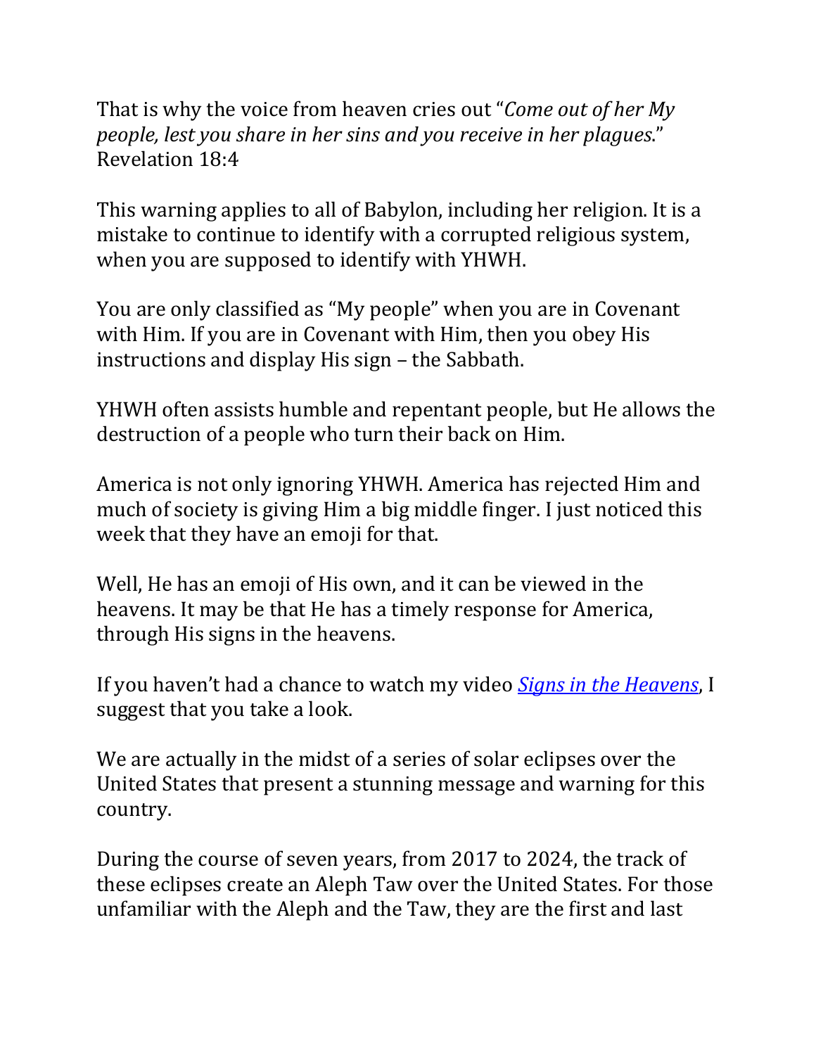That is why the voice from heaven cries out "*Come out of her My people, lest you share in her sins and you receive in her plagues*." Revelation 18:4

This warning applies to all of Babylon, including her religion. It is a mistake to continue to identify with a corrupted religious system, when you are supposed to identify with YHWH.

You are only classified as "My people" when you are in Covenant with Him. If you are in Covenant with Him, then you obey His instructions and display His sign – the Sabbath.

YHWH often assists humble and repentant people, but He allows the destruction of a people who turn their back on Him.

America is not only ignoring YHWH. America has rejected Him and much of society is giving Him a big middle finger. I just noticed this week that they have an emoji for that.

Well, He has an emoji of His own, and it can be viewed in the heavens. It may be that He has a timely response for America, through His signs in the heavens.

If you haven't had a chance to watch my video [*Signs in the Heavens*](), I suggest that you take a look.

We are actually in the midst of a series of solar eclipses over the United States that present a stunning message and warning for this country.

During the course of seven years, from 2017 to 2024, the track of these eclipses create an Aleph Taw over the United States. For those unfamiliar with the Aleph and the Taw, they are the first and last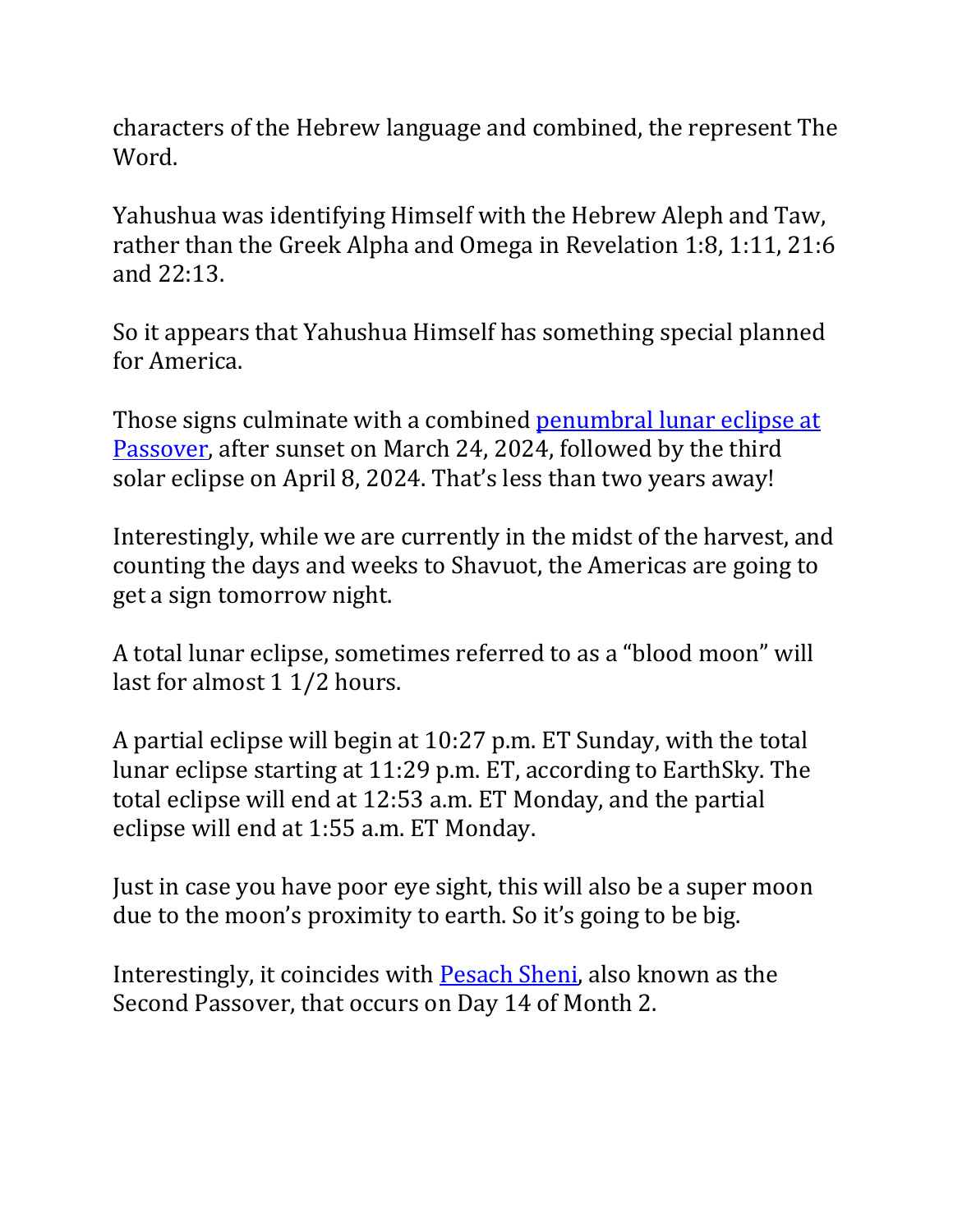characters of the Hebrew language and combined, the represent The Word.

Yahushua was identifying Himself with the Hebrew Aleph and Taw, rather than the Greek Alpha and Omega in Revelation 1:8, 1:11, 21:6 and 22:13.

So it appears that Yahushua Himself has something special planned for America.

Those signs culminate with a combined penumbral lunar eclipse at Passover, after sunset on March 24, 2024, followed by the third solar eclipse on April 8, 2024. That's less than two years away!

Interestingly, while we are currently in the midst of the harvest, and counting the days and weeks to Shavuot, the Americas are going to get a sign tomorrow night.

A total lunar eclipse, sometimes referred to as a "blood moon" will last for almost 1 1/2 hours.

A partial eclipse will begin at 10:27 p.m. ET Sunday, with the total lunar eclipse starting at 11:29 p.m. ET, according to EarthSky. The total eclipse will end at 12:53 a.m. ET Monday, and the partial eclipse will end at 1:55 a.m. ET Monday.

Just in case you have poor eye sight, this will also be a super moon due to the moon's proximity to earth. So it's going to be big.

Interestingly, it coincides with Pesach Sheni, also known as the Second Passover, that occurs on Day 14 of Month 2.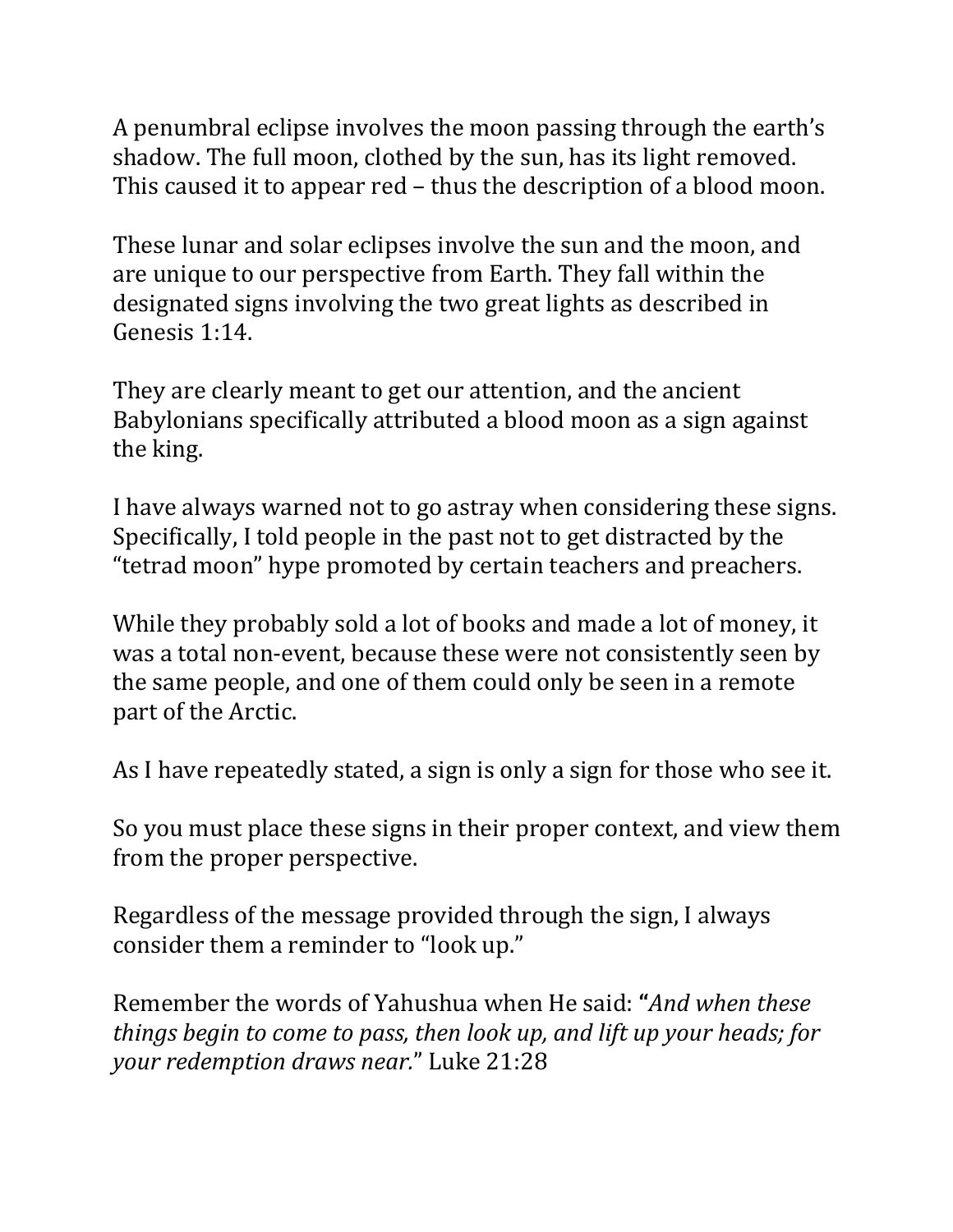A penumbral eclipse involves the moon passing through the earth's shadow. The full moon, clothed by the sun, has its light removed. This caused it to appear red – thus the description of a blood moon.

These lunar and solar eclipses involve the sun and the moon, and are unique to our perspective from Earth. They fall within the designated signs involving the two great lights as described in Genesis 1:14.

They are clearly meant to get our attention, and the ancient Babylonians specifically attributed a blood moon as a sign against the king.

I have always warned not to go astray when considering these signs. Specifically, I told people in the past not to get distracted by the "tetrad moon" hype promoted by certain teachers and preachers.

While they probably sold a lot of books and made a lot of money, it was a total non-event, because these were not consistently seen by the same people, and one of them could only be seen in a remote part of the Arctic.

As I have repeatedly stated, a sign is only a sign for those who see it.

So you must place these signs in their proper context, and view them from the proper perspective.

Regardless of the message provided through the sign, I always consider them a reminder to "look up."

Remember the words of Yahushua when He said: **"***And when these things begin to come to pass, then look up, and lift up your heads; for your redemption draws near.*" Luke 21:28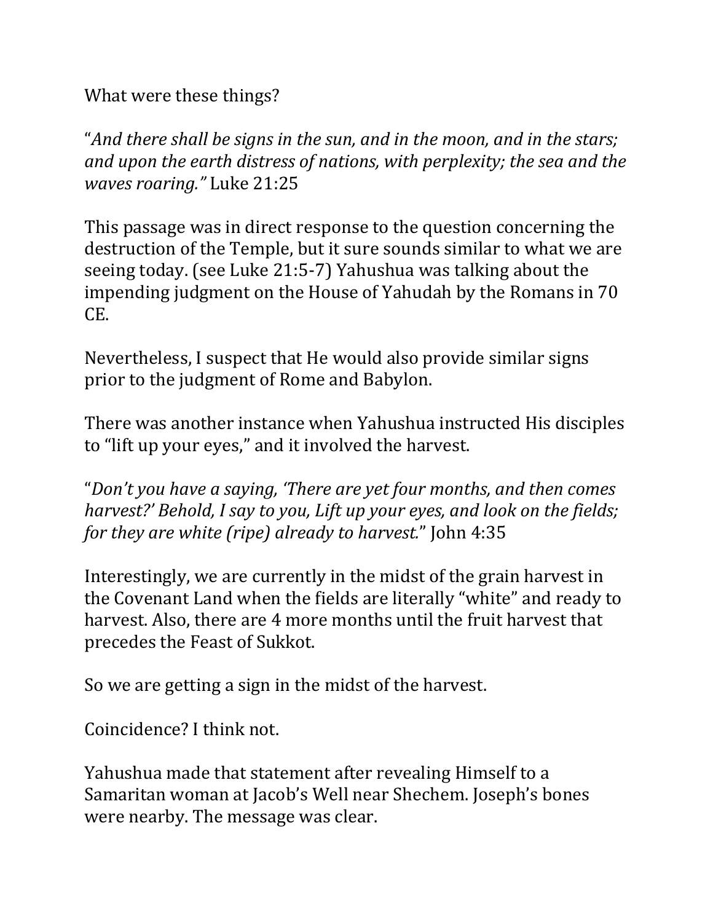What were these things?

"*And there shall be signs in the sun, and in the moon, and in the stars; and upon the earth distress of nations, with perplexity; the sea and the waves roaring."* Luke 21:25

This passage was in direct response to the question concerning the destruction of the Temple, but it sure sounds similar to what we are seeing today. (see Luke 21:5-7) Yahushua was talking about the impending judgment on the House of Yahudah by the Romans in 70 CE.

Nevertheless, I suspect that He would also provide similar signs prior to the judgment of Rome and Babylon.

There was another instance when Yahushua instructed His disciples to "lift up your eyes," and it involved the harvest.

"*Don't you have a saying, 'There are yet four months, and then comes harvest?' Behold, I say to you, Lift up your eyes, and look on the fields; for they are white (ripe) already to harvest.*" John 4:35

Interestingly, we are currently in the midst of the grain harvest in the Covenant Land when the fields are literally "white" and ready to harvest. Also, there are 4 more months until the fruit harvest that precedes the Feast of Sukkot.

So we are getting a sign in the midst of the harvest.

Coincidence? I think not.

Yahushua made that statement after revealing Himself to a Samaritan woman at Jacob's Well near Shechem. Joseph's bones were nearby. The message was clear.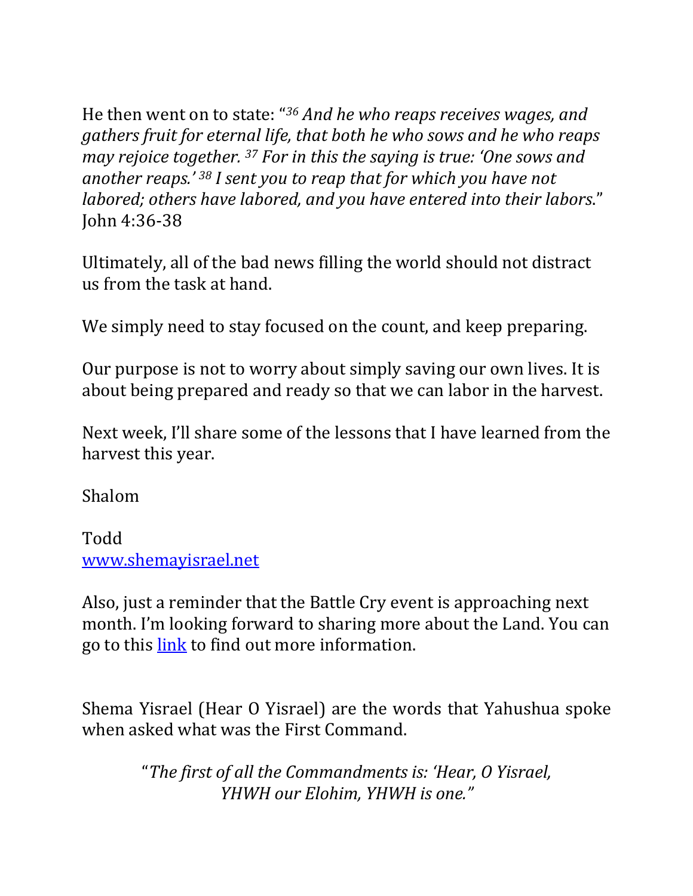He then went on to state: "[36] *And he who reaps receives wages, and gathers fruit for eternal life, that both he who sows and he who reaps may rejoice together.* [37] *For in this the saying is true: 'One sows and another reaps.'* [38] *I sent you to reap that for which you have not labored; others have labored, and you have entered into their labors.*" John 4:36-38

Ultimately, all of the bad news filling the world should not distract us from the task at hand.

We simply need to stay focused on the count, and keep preparing.

Our purpose is not to worry about simply saving our own lives. It is about being prepared and ready so that we can labor in the harvest.

Next week, I'll share some of the lessons that I have learned from the harvest this year.

Shalom

Todd
[www.shemayisrael.net](www.shemayisrael.net)

Also, just a reminder that the Battle Cry event is approaching next month. I'm looking forward to sharing more about the Land. You can go to this link to find out more information.

Shema Yisrael (Hear O Yisrael) are the words that Yahushua spoke when asked what was the First Command.

> "*The first of all the Commandments is: 'Hear, O Yisrael, YHWH our Elohim, YHWH is one.*"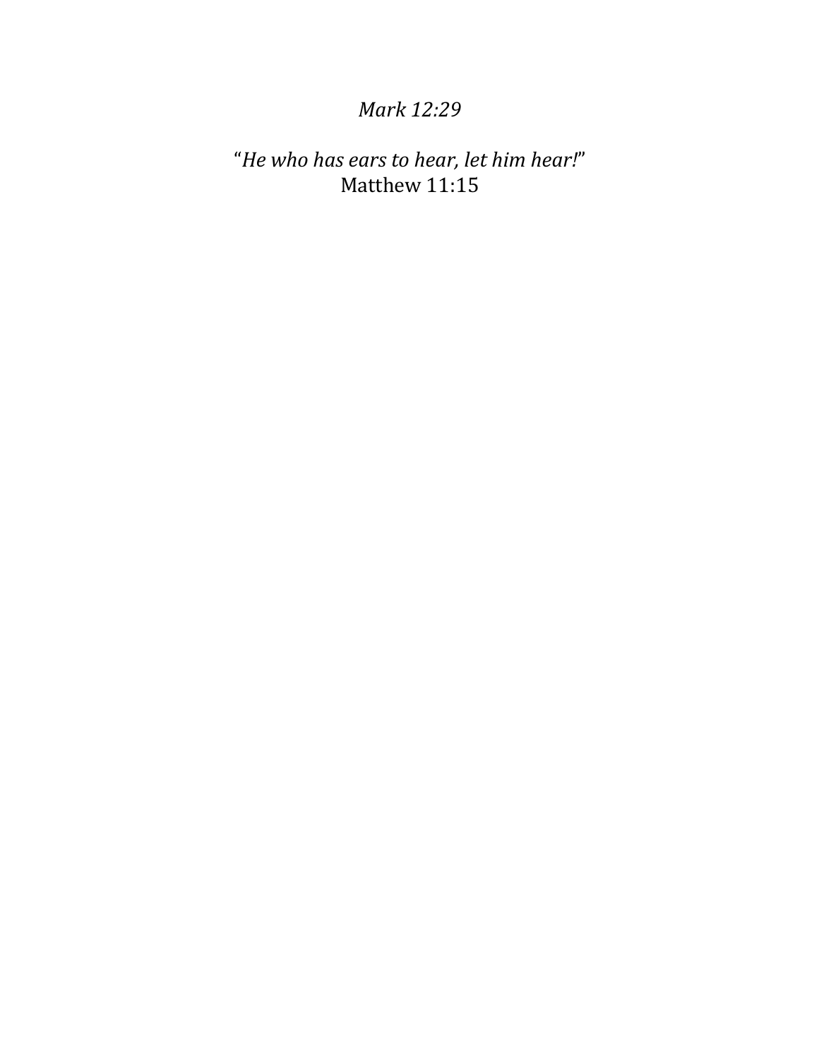*Mark 12:29*

"*He who has ears to hear, let him hear!*"
Matthew 11:15